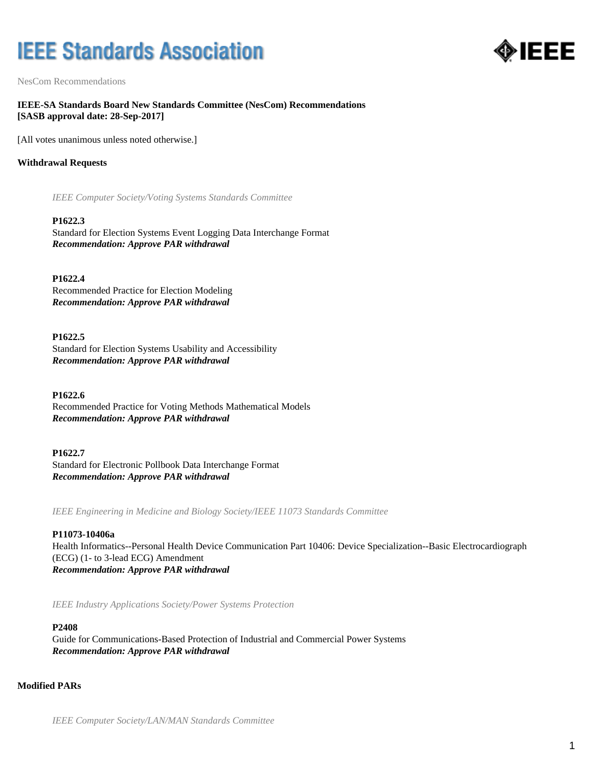# IEEE Standards Association

NesCom Recommendations

**IEEE-SA Standards Board New Standards Committee (NesCom) Recommendations**
**[SASB approval date: 28-Sep-2017]**

[All votes unanimous unless noted otherwise.]

## Withdrawal Requests

*IEEE Computer Society/Voting Systems Standards Committee*

**P1622.3**
Standard for Election Systems Event Logging Data Interchange Format
***Recommendation: Approve PAR withdrawal***

**P1622.4**
Recommended Practice for Election Modeling
***Recommendation: Approve PAR withdrawal***

**P1622.5**
Standard for Election Systems Usability and Accessibility
***Recommendation: Approve PAR withdrawal***

**P1622.6**
Recommended Practice for Voting Methods Mathematical Models
***Recommendation: Approve PAR withdrawal***

**P1622.7**
Standard for Electronic Pollbook Data Interchange Format
***Recommendation: Approve PAR withdrawal***

*IEEE Engineering in Medicine and Biology Society/IEEE 11073 Standards Committee*

**P11073-10406a**
Health Informatics--Personal Health Device Communication Part 10406: Device Specialization--Basic Electrocardiograph (ECG) (1- to 3-lead ECG) Amendment
***Recommendation: Approve PAR withdrawal***

*IEEE Industry Applications Society/Power Systems Protection*

**P2408**
Guide for Communications-Based Protection of Industrial and Commercial Power Systems
***Recommendation: Approve PAR withdrawal***

## Modified PARs

*IEEE Computer Society/LAN/MAN Standards Committee*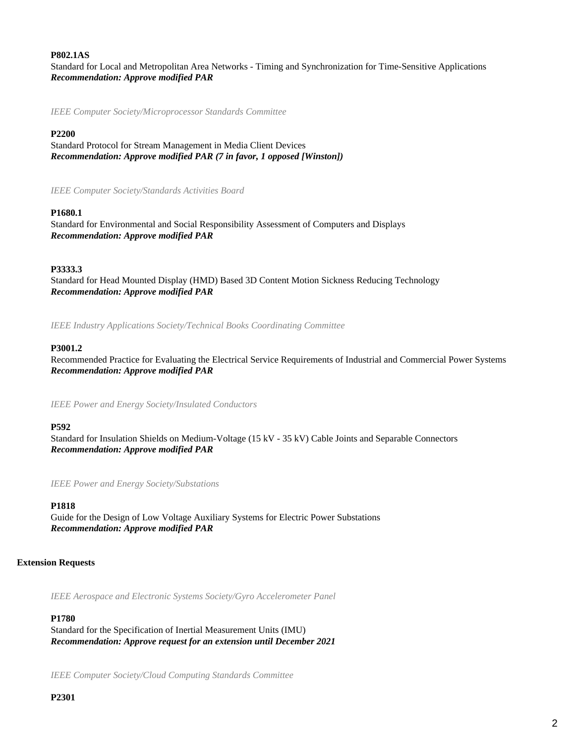**P802.1AS**

Standard for Local and Metropolitan Area Networks - Timing and Synchronization for Time-Sensitive Applications

***Recommendation: Approve modified PAR***

*IEEE Computer Society/Microprocessor Standards Committee*

**P2200**

Standard Protocol for Stream Management in Media Client Devices

***Recommendation: Approve modified PAR (7 in favor, 1 opposed [Winston])***

*IEEE Computer Society/Standards Activities Board*

**P1680.1**

Standard for Environmental and Social Responsibility Assessment of Computers and Displays

***Recommendation: Approve modified PAR***

**P3333.3**

Standard for Head Mounted Display (HMD) Based 3D Content Motion Sickness Reducing Technology

***Recommendation: Approve modified PAR***

*IEEE Industry Applications Society/Technical Books Coordinating Committee*

**P3001.2**

Recommended Practice for Evaluating the Electrical Service Requirements of Industrial and Commercial Power Systems

***Recommendation: Approve modified PAR***

*IEEE Power and Energy Society/Insulated Conductors*

**P592**

Standard for Insulation Shields on Medium-Voltage (15 kV - 35 kV) Cable Joints and Separable Connectors

***Recommendation: Approve modified PAR***

*IEEE Power and Energy Society/Substations*

**P1818**

Guide for the Design of Low Voltage Auxiliary Systems for Electric Power Substations

***Recommendation: Approve modified PAR***

**Extension Requests**

*IEEE Aerospace and Electronic Systems Society/Gyro Accelerometer Panel*

**P1780**

Standard for the Specification of Inertial Measurement Units (IMU)

***Recommendation: Approve request for an extension until December 2021***

*IEEE Computer Society/Cloud Computing Standards Committee*

**P2301**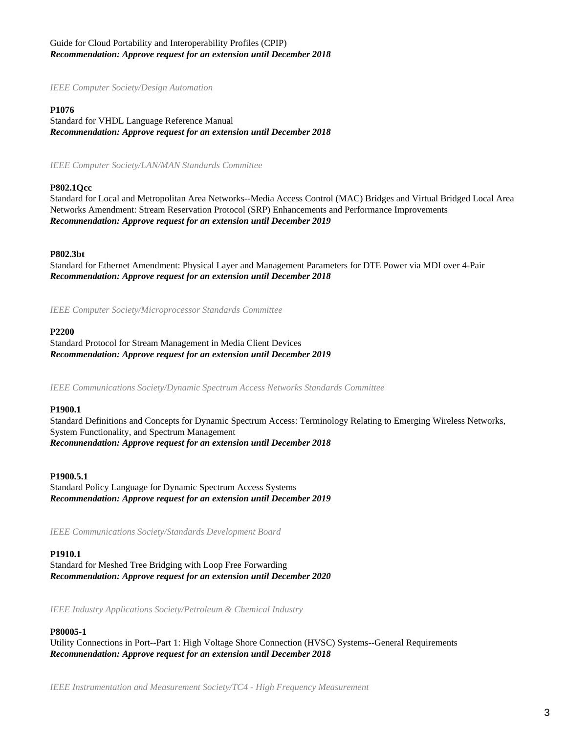Guide for Cloud Portability and Interoperability Profiles (CPIP)
***Recommendation: Approve request for an extension until December 2018***

*IEEE Computer Society/Design Automation*

**P1076**
Standard for VHDL Language Reference Manual
***Recommendation: Approve request for an extension until December 2018***

*IEEE Computer Society/LAN/MAN Standards Committee*

**P802.1Qcc**
Standard for Local and Metropolitan Area Networks--Media Access Control (MAC) Bridges and Virtual Bridged Local Area Networks Amendment: Stream Reservation Protocol (SRP) Enhancements and Performance Improvements
***Recommendation: Approve request for an extension until December 2019***

**P802.3bt**
Standard for Ethernet Amendment: Physical Layer and Management Parameters for DTE Power via MDI over 4-Pair
***Recommendation: Approve request for an extension until December 2018***

*IEEE Computer Society/Microprocessor Standards Committee*

**P2200**
Standard Protocol for Stream Management in Media Client Devices
***Recommendation: Approve request for an extension until December 2019***

*IEEE Communications Society/Dynamic Spectrum Access Networks Standards Committee*

**P1900.1**
Standard Definitions and Concepts for Dynamic Spectrum Access: Terminology Relating to Emerging Wireless Networks, System Functionality, and Spectrum Management
***Recommendation: Approve request for an extension until December 2018***

**P1900.5.1**
Standard Policy Language for Dynamic Spectrum Access Systems
***Recommendation: Approve request for an extension until December 2019***

*IEEE Communications Society/Standards Development Board*

**P1910.1**
Standard for Meshed Tree Bridging with Loop Free Forwarding
***Recommendation: Approve request for an extension until December 2020***

*IEEE Industry Applications Society/Petroleum & Chemical Industry*

**P80005-1**
Utility Connections in Port--Part 1: High Voltage Shore Connection (HVSC) Systems--General Requirements
***Recommendation: Approve request for an extension until December 2018***

*IEEE Instrumentation and Measurement Society/TC4 - High Frequency Measurement*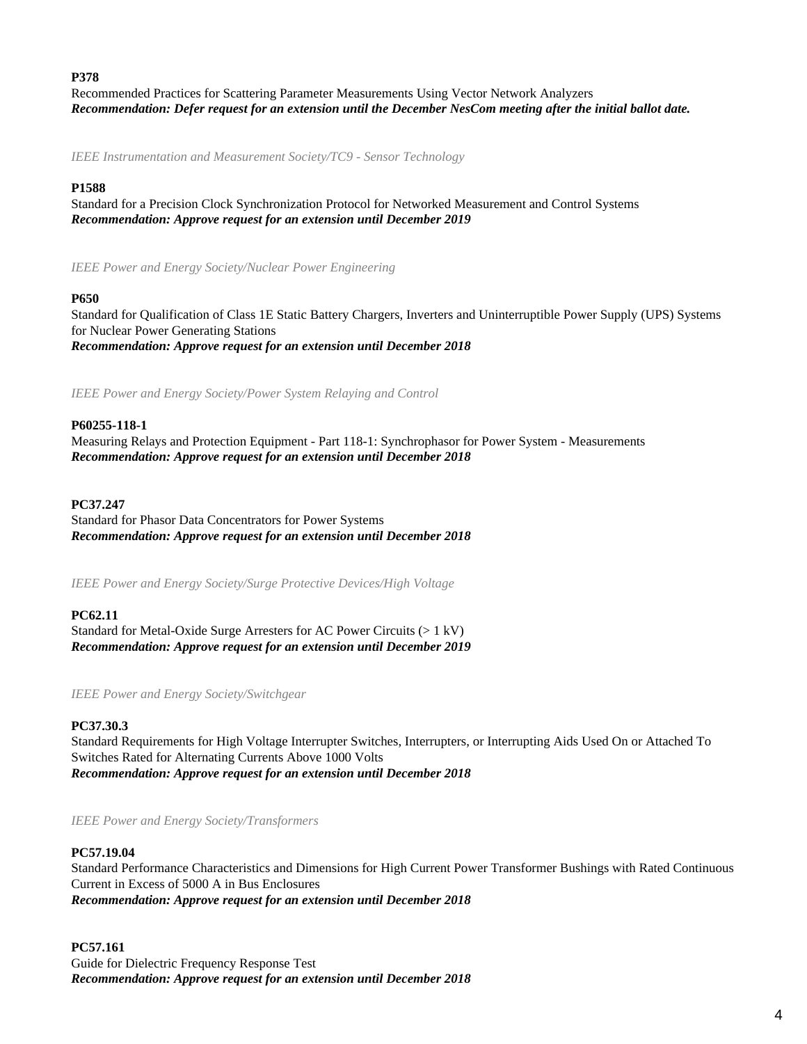**P378**

Recommended Practices for Scattering Parameter Measurements Using Vector Network Analyzers

***Recommendation: Defer request for an extension until the December NesCom meeting after the initial ballot date.***

*IEEE Instrumentation and Measurement Society/TC9 - Sensor Technology*

**P1588**

Standard for a Precision Clock Synchronization Protocol for Networked Measurement and Control Systems

***Recommendation: Approve request for an extension until December 2019***

*IEEE Power and Energy Society/Nuclear Power Engineering*

**P650**

Standard for Qualification of Class 1E Static Battery Chargers, Inverters and Uninterruptible Power Supply (UPS) Systems for Nuclear Power Generating Stations

***Recommendation: Approve request for an extension until December 2018***

*IEEE Power and Energy Society/Power System Relaying and Control*

**P60255-118-1**

Measuring Relays and Protection Equipment - Part 118-1: Synchrophasor for Power System - Measurements

***Recommendation: Approve request for an extension until December 2018***

**PC37.247**

Standard for Phasor Data Concentrators for Power Systems

***Recommendation: Approve request for an extension until December 2018***

*IEEE Power and Energy Society/Surge Protective Devices/High Voltage*

**PC62.11**

Standard for Metal-Oxide Surge Arresters for AC Power Circuits (> 1 kV)

***Recommendation: Approve request for an extension until December 2019***

*IEEE Power and Energy Society/Switchgear*

**PC37.30.3**

Standard Requirements for High Voltage Interrupter Switches, Interrupters, or Interrupting Aids Used On or Attached To Switches Rated for Alternating Currents Above 1000 Volts

***Recommendation: Approve request for an extension until December 2018***

*IEEE Power and Energy Society/Transformers*

**PC57.19.04**

Standard Performance Characteristics and Dimensions for High Current Power Transformer Bushings with Rated Continuous Current in Excess of 5000 A in Bus Enclosures

***Recommendation: Approve request for an extension until December 2018***

**PC57.161**

Guide for Dielectric Frequency Response Test

***Recommendation: Approve request for an extension until December 2018***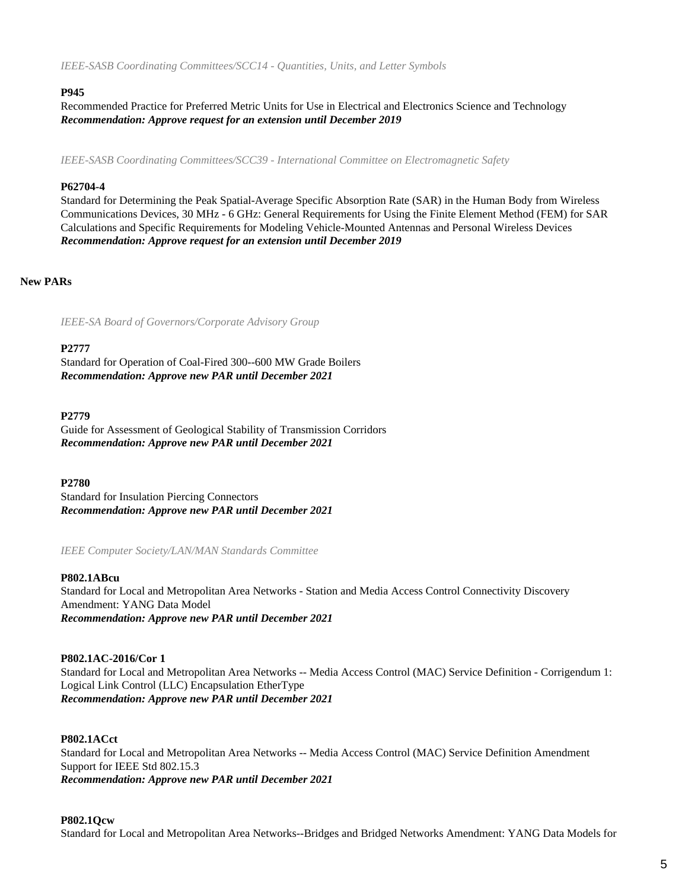*IEEE-SASB Coordinating Committees/SCC14 - Quantities, Units, and Letter Symbols*

**P945**

Recommended Practice for Preferred Metric Units for Use in Electrical and Electronics Science and Technology

***Recommendation: Approve request for an extension until December 2019***

*IEEE-SASB Coordinating Committees/SCC39 - International Committee on Electromagnetic Safety*

**P62704-4**

Standard for Determining the Peak Spatial-Average Specific Absorption Rate (SAR) in the Human Body from Wireless Communications Devices, 30 MHz - 6 GHz: General Requirements for Using the Finite Element Method (FEM) for SAR Calculations and Specific Requirements for Modeling Vehicle-Mounted Antennas and Personal Wireless Devices

***Recommendation: Approve request for an extension until December 2019***

**New PARs**

*IEEE-SA Board of Governors/Corporate Advisory Group*

**P2777**

Standard for Operation of Coal-Fired 300--600 MW Grade Boilers

***Recommendation: Approve new PAR until December 2021***

**P2779**

Guide for Assessment of Geological Stability of Transmission Corridors

***Recommendation: Approve new PAR until December 2021***

**P2780**

Standard for Insulation Piercing Connectors

***Recommendation: Approve new PAR until December 2021***

*IEEE Computer Society/LAN/MAN Standards Committee*

**P802.1ABcu**

Standard for Local and Metropolitan Area Networks - Station and Media Access Control Connectivity Discovery Amendment: YANG Data Model

***Recommendation: Approve new PAR until December 2021***

**P802.1AC-2016/Cor 1**

Standard for Local and Metropolitan Area Networks -- Media Access Control (MAC) Service Definition - Corrigendum 1: Logical Link Control (LLC) Encapsulation EtherType

***Recommendation: Approve new PAR until December 2021***

**P802.1ACct**

Standard for Local and Metropolitan Area Networks -- Media Access Control (MAC) Service Definition Amendment Support for IEEE Std 802.15.3

***Recommendation: Approve new PAR until December 2021***

**P802.1Qcw**

Standard for Local and Metropolitan Area Networks--Bridges and Bridged Networks Amendment: YANG Data Models for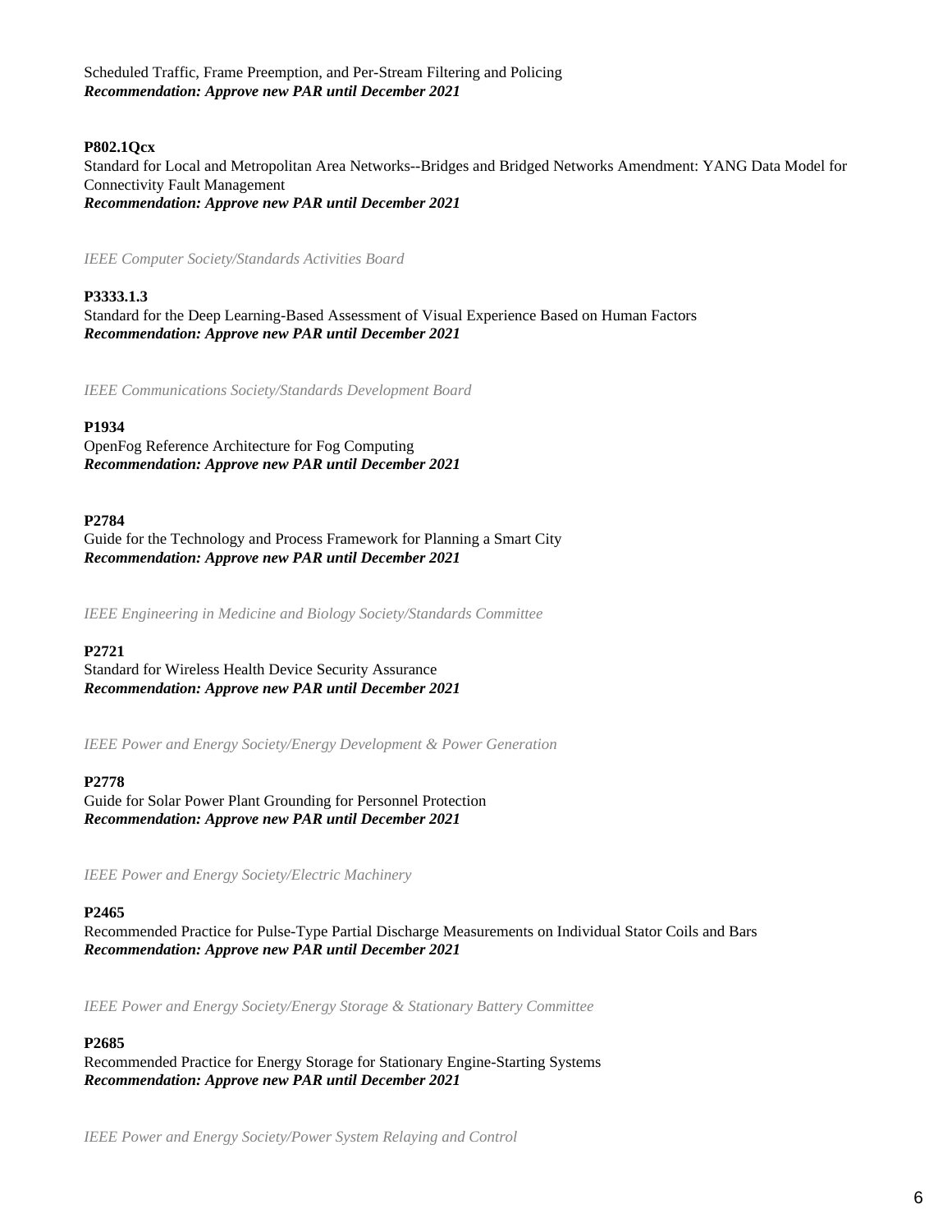Scheduled Traffic, Frame Preemption, and Per-Stream Filtering and Policing
***Recommendation: Approve new PAR until December 2021***

**P802.1Qcx**
Standard for Local and Metropolitan Area Networks--Bridges and Bridged Networks Amendment: YANG Data Model for Connectivity Fault Management
***Recommendation: Approve new PAR until December 2021***

*IEEE Computer Society/Standards Activities Board*

**P3333.1.3**
Standard for the Deep Learning-Based Assessment of Visual Experience Based on Human Factors
***Recommendation: Approve new PAR until December 2021***

*IEEE Communications Society/Standards Development Board*

**P1934**
OpenFog Reference Architecture for Fog Computing
***Recommendation: Approve new PAR until December 2021***

**P2784**
Guide for the Technology and Process Framework for Planning a Smart City
***Recommendation: Approve new PAR until December 2021***

*IEEE Engineering in Medicine and Biology Society/Standards Committee*

**P2721**
Standard for Wireless Health Device Security Assurance
***Recommendation: Approve new PAR until December 2021***

*IEEE Power and Energy Society/Energy Development & Power Generation*

**P2778**
Guide for Solar Power Plant Grounding for Personnel Protection
***Recommendation: Approve new PAR until December 2021***

*IEEE Power and Energy Society/Electric Machinery*

**P2465**
Recommended Practice for Pulse-Type Partial Discharge Measurements on Individual Stator Coils and Bars
***Recommendation: Approve new PAR until December 2021***

*IEEE Power and Energy Society/Energy Storage & Stationary Battery Committee*

**P2685**
Recommended Practice for Energy Storage for Stationary Engine-Starting Systems
***Recommendation: Approve new PAR until December 2021***

*IEEE Power and Energy Society/Power System Relaying and Control*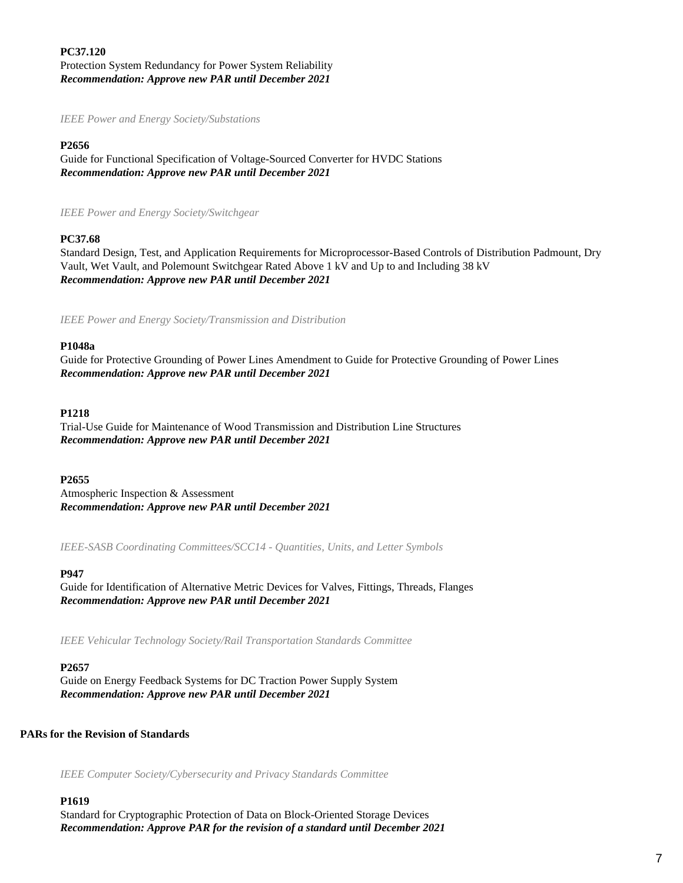**PC37.120**
Protection System Redundancy for Power System Reliability
***Recommendation: Approve new PAR until December 2021***

*IEEE Power and Energy Society/Substations*

**P2656**
Guide for Functional Specification of Voltage-Sourced Converter for HVDC Stations
***Recommendation: Approve new PAR until December 2021***

*IEEE Power and Energy Society/Switchgear*

**PC37.68**
Standard Design, Test, and Application Requirements for Microprocessor-Based Controls of Distribution Padmount, Dry Vault, Wet Vault, and Polemount Switchgear Rated Above 1 kV and Up to and Including 38 kV
***Recommendation: Approve new PAR until December 2021***

*IEEE Power and Energy Society/Transmission and Distribution*

**P1048a**
Guide for Protective Grounding of Power Lines Amendment to Guide for Protective Grounding of Power Lines
***Recommendation: Approve new PAR until December 2021***

**P1218**
Trial-Use Guide for Maintenance of Wood Transmission and Distribution Line Structures
***Recommendation: Approve new PAR until December 2021***

**P2655**
Atmospheric Inspection & Assessment
***Recommendation: Approve new PAR until December 2021***

*IEEE-SASB Coordinating Committees/SCC14 - Quantities, Units, and Letter Symbols*

**P947**
Guide for Identification of Alternative Metric Devices for Valves, Fittings, Threads, Flanges
***Recommendation: Approve new PAR until December 2021***

*IEEE Vehicular Technology Society/Rail Transportation Standards Committee*

**P2657**
Guide on Energy Feedback Systems for DC Traction Power Supply System
***Recommendation: Approve new PAR until December 2021***

**PARs for the Revision of Standards**

*IEEE Computer Society/Cybersecurity and Privacy Standards Committee*

**P1619**
Standard for Cryptographic Protection of Data on Block-Oriented Storage Devices
***Recommendation: Approve PAR for the revision of a standard until December 2021***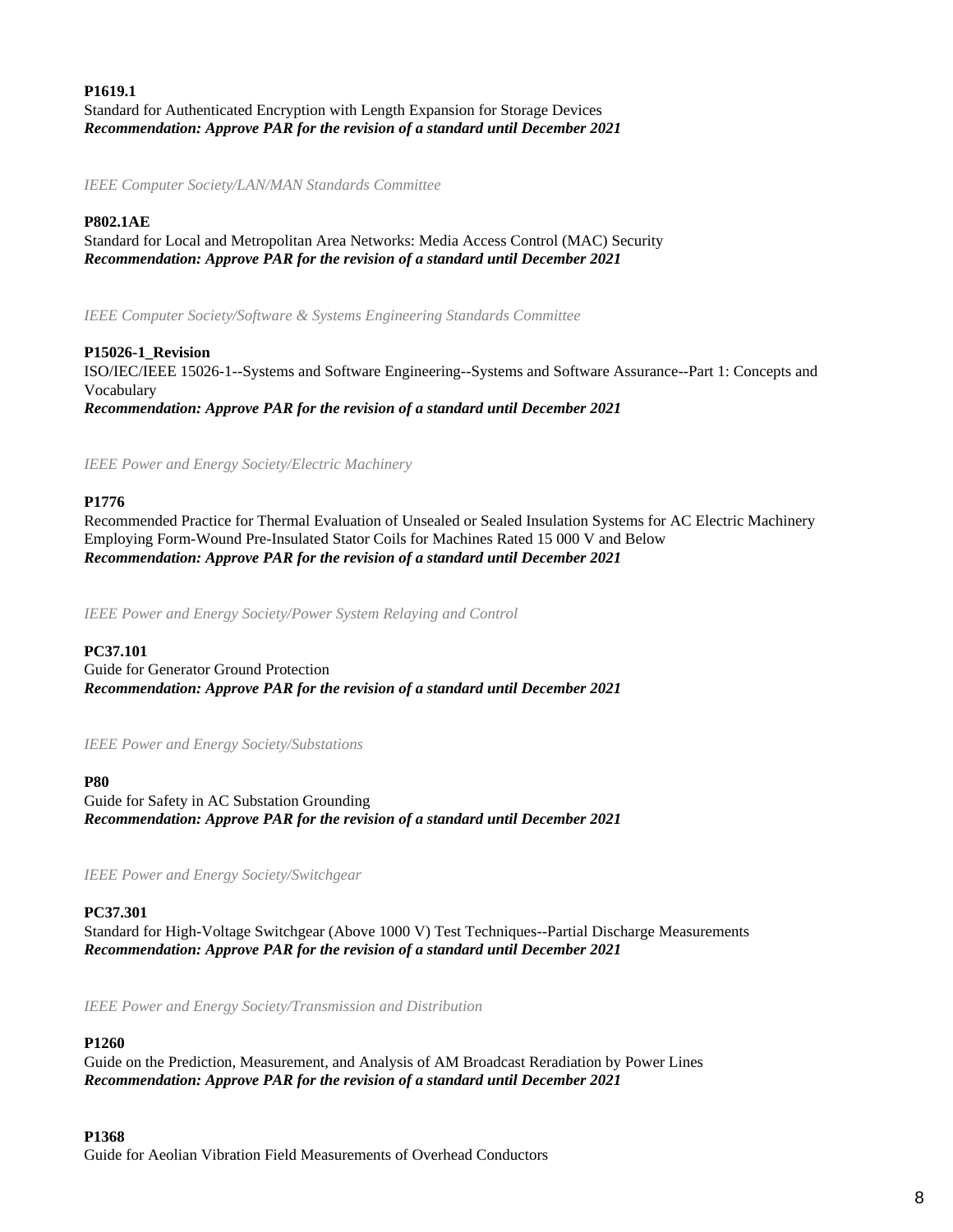**P1619.1**

Standard for Authenticated Encryption with Length Expansion for Storage Devices

***Recommendation: Approve PAR for the revision of a standard until December 2021***

*IEEE Computer Society/LAN/MAN Standards Committee*

**P802.1AE**

Standard for Local and Metropolitan Area Networks: Media Access Control (MAC) Security

***Recommendation: Approve PAR for the revision of a standard until December 2021***

*IEEE Computer Society/Software & Systems Engineering Standards Committee*

**P15026-1_Revision**

ISO/IEC/IEEE 15026-1--Systems and Software Engineering--Systems and Software Assurance--Part 1: Concepts and Vocabulary

***Recommendation: Approve PAR for the revision of a standard until December 2021***

*IEEE Power and Energy Society/Electric Machinery*

**P1776**

Recommended Practice for Thermal Evaluation of Unsealed or Sealed Insulation Systems for AC Electric Machinery Employing Form-Wound Pre-Insulated Stator Coils for Machines Rated 15 000 V and Below

***Recommendation: Approve PAR for the revision of a standard until December 2021***

*IEEE Power and Energy Society/Power System Relaying and Control*

**PC37.101**

Guide for Generator Ground Protection

***Recommendation: Approve PAR for the revision of a standard until December 2021***

*IEEE Power and Energy Society/Substations*

**P80**

Guide for Safety in AC Substation Grounding

***Recommendation: Approve PAR for the revision of a standard until December 2021***

*IEEE Power and Energy Society/Switchgear*

**PC37.301**

Standard for High-Voltage Switchgear (Above 1000 V) Test Techniques--Partial Discharge Measurements

***Recommendation: Approve PAR for the revision of a standard until December 2021***

*IEEE Power and Energy Society/Transmission and Distribution*

**P1260**

Guide on the Prediction, Measurement, and Analysis of AM Broadcast Reradiation by Power Lines

***Recommendation: Approve PAR for the revision of a standard until December 2021***

**P1368**

Guide for Aeolian Vibration Field Measurements of Overhead Conductors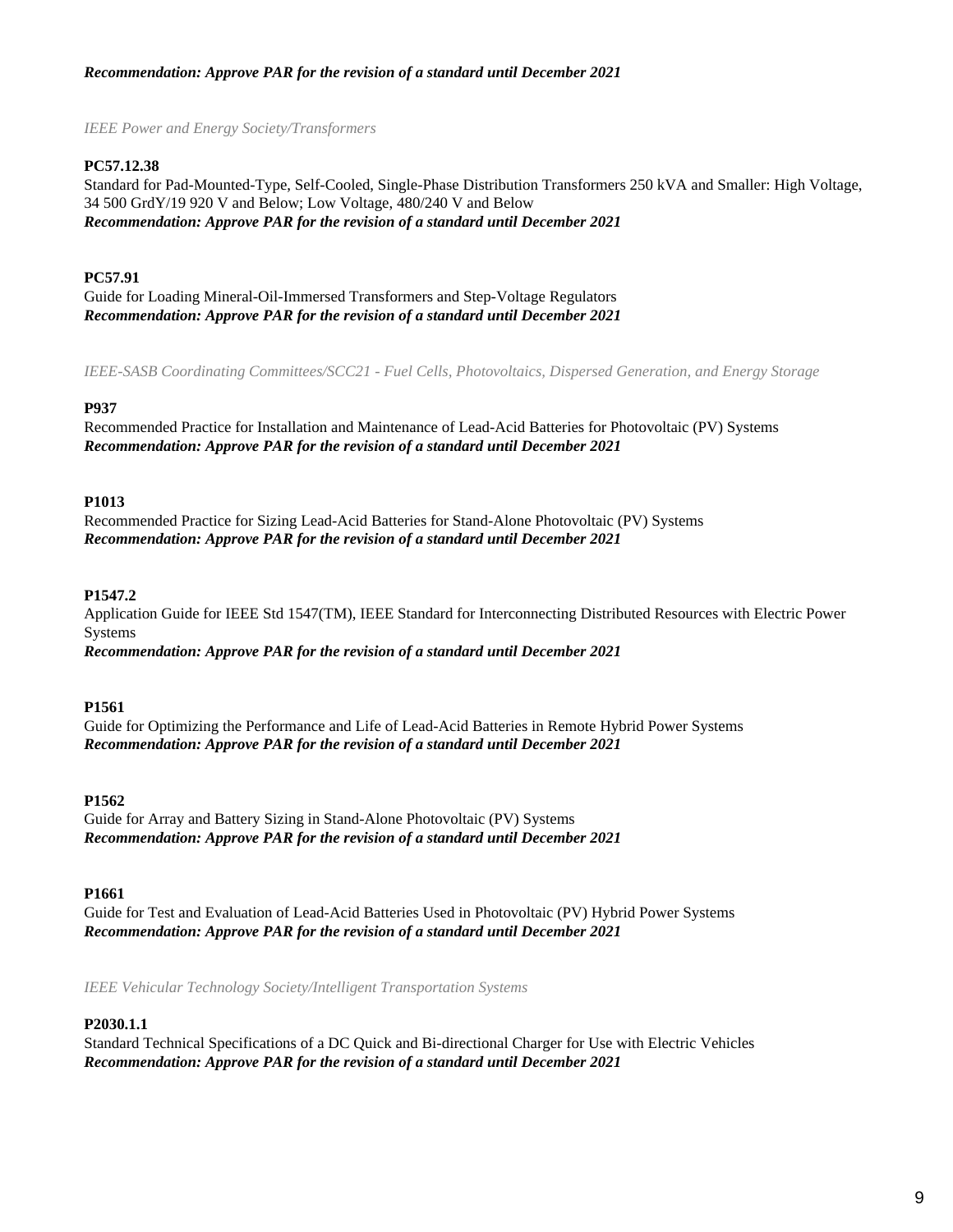***Recommendation: Approve PAR for the revision of a standard until December 2021***

*IEEE Power and Energy Society/Transformers*

**PC57.12.38**
Standard for Pad-Mounted-Type, Self-Cooled, Single-Phase Distribution Transformers 250 kVA and Smaller: High Voltage, 34 500 GrdY/19 920 V and Below; Low Voltage, 480/240 V and Below
***Recommendation: Approve PAR for the revision of a standard until December 2021***

**PC57.91**
Guide for Loading Mineral-Oil-Immersed Transformers and Step-Voltage Regulators
***Recommendation: Approve PAR for the revision of a standard until December 2021***

*IEEE-SASB Coordinating Committees/SCC21 - Fuel Cells, Photovoltaics, Dispersed Generation, and Energy Storage*

**P937**
Recommended Practice for Installation and Maintenance of Lead-Acid Batteries for Photovoltaic (PV) Systems
***Recommendation: Approve PAR for the revision of a standard until December 2021***

**P1013**
Recommended Practice for Sizing Lead-Acid Batteries for Stand-Alone Photovoltaic (PV) Systems
***Recommendation: Approve PAR for the revision of a standard until December 2021***

**P1547.2**
Application Guide for IEEE Std 1547(TM), IEEE Standard for Interconnecting Distributed Resources with Electric Power Systems
***Recommendation: Approve PAR for the revision of a standard until December 2021***

**P1561**
Guide for Optimizing the Performance and Life of Lead-Acid Batteries in Remote Hybrid Power Systems
***Recommendation: Approve PAR for the revision of a standard until December 2021***

**P1562**
Guide for Array and Battery Sizing in Stand-Alone Photovoltaic (PV) Systems
***Recommendation: Approve PAR for the revision of a standard until December 2021***

**P1661**
Guide for Test and Evaluation of Lead-Acid Batteries Used in Photovoltaic (PV) Hybrid Power Systems
***Recommendation: Approve PAR for the revision of a standard until December 2021***

*IEEE Vehicular Technology Society/Intelligent Transportation Systems*

**P2030.1.1**
Standard Technical Specifications of a DC Quick and Bi-directional Charger for Use with Electric Vehicles
***Recommendation: Approve PAR for the revision of a standard until December 2021***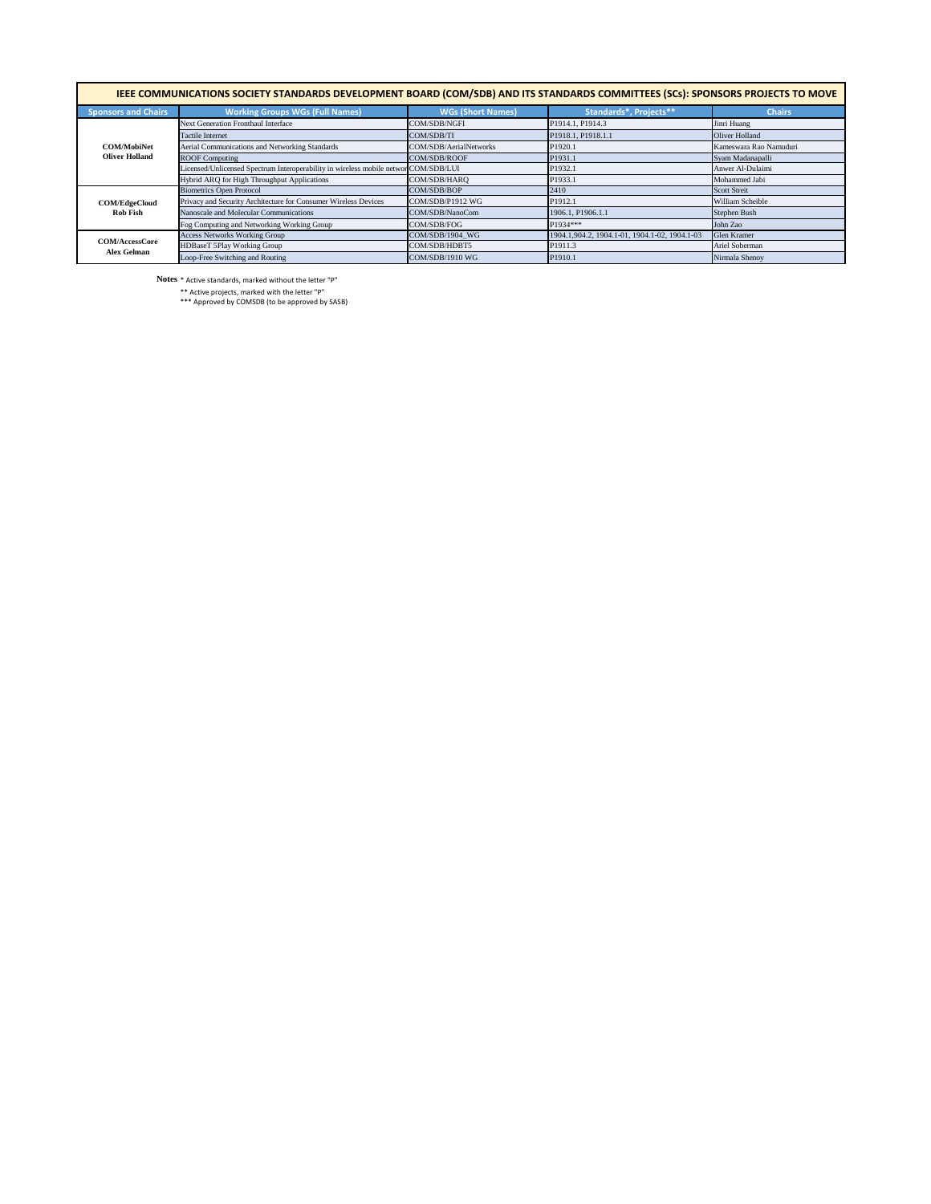# IEEE COMMUNICATIONS SOCIETY STANDARDS DEVELOPMENT BOARD (COM/SDB) AND ITS STANDARDS COMMITTEES (SCs): SPONSORS PROJECTS TO MOVE

| Sponsors and Chairs | Working Groups WGs (Full Names) | WGs (Short Names) | Standards*, Projects** | Chairs |
|---|---|---|---|---|
| **COM/MobiNet Oliver Holland** | Next Generation Fronthaul Interface | COM/SDB/NGFI | P1914.1, P1914.3 | Jinri Huang |
| | Tactile Internet | COM/SDB/TI | P1918.1, P1918.1.1 | Oliver Holland |
| | Aerial Communications and Networking Standards | COM/SDB/AerialNetworks | P1920.1 | Kameswara Rao Namuduri |
| | ROOF Computing | COM/SDB/ROOF | P1931.1 | Syam Madanapalli |
| | Licensed/Unlicensed Spectrum Interoperability in wireless mobile networ | COM/SDB/LUI | P1932.1 | Anwer Al-Dulaimi |
| | Hybrid ARQ for High Throughput Applications | COM/SDB/HARQ | P1933.1 | Mohammed Jabi |
| **COM/EdgeCloud Rob Fish** | Biometrics Open Protocol | COM/SDB/BOP | 2410 | Scott Streit |
| | Privacy and Security Architecture for Consumer Wireless Devices | COM/SDB/P1912 WG | P1912.1 | William Scheible |
| | Nanoscale and Molecular Communications | COM/SDB/NanoCom | 1906.1, P1906.1.1 | Stephen Bush |
| | Fog Computing and Networking Working Group | COM/SDB/FOG | P1934*** | John Zao |
| **COM/AccessCore Alex Gelman** | Access Networks Working Group | COM/SDB/1904_WG | 1904.1,904.2, 1904.1-01, 1904.1-02, 1904.1-03 | Glen Kramer |
| | HDBaseT 5Play Working Group | COM/SDB/HDBT5 | P1911.3 | Ariel Soberman |
| | Loop-Free Switching and Routing | COM/SDB/1910 WG | P1910.1 | Nirmala Shenoy |

**Notes** * Active standards, marked without the letter "P"

** Active projects, marked with the letter "P"

*** Approved by COMSDB (to be approved by SASB)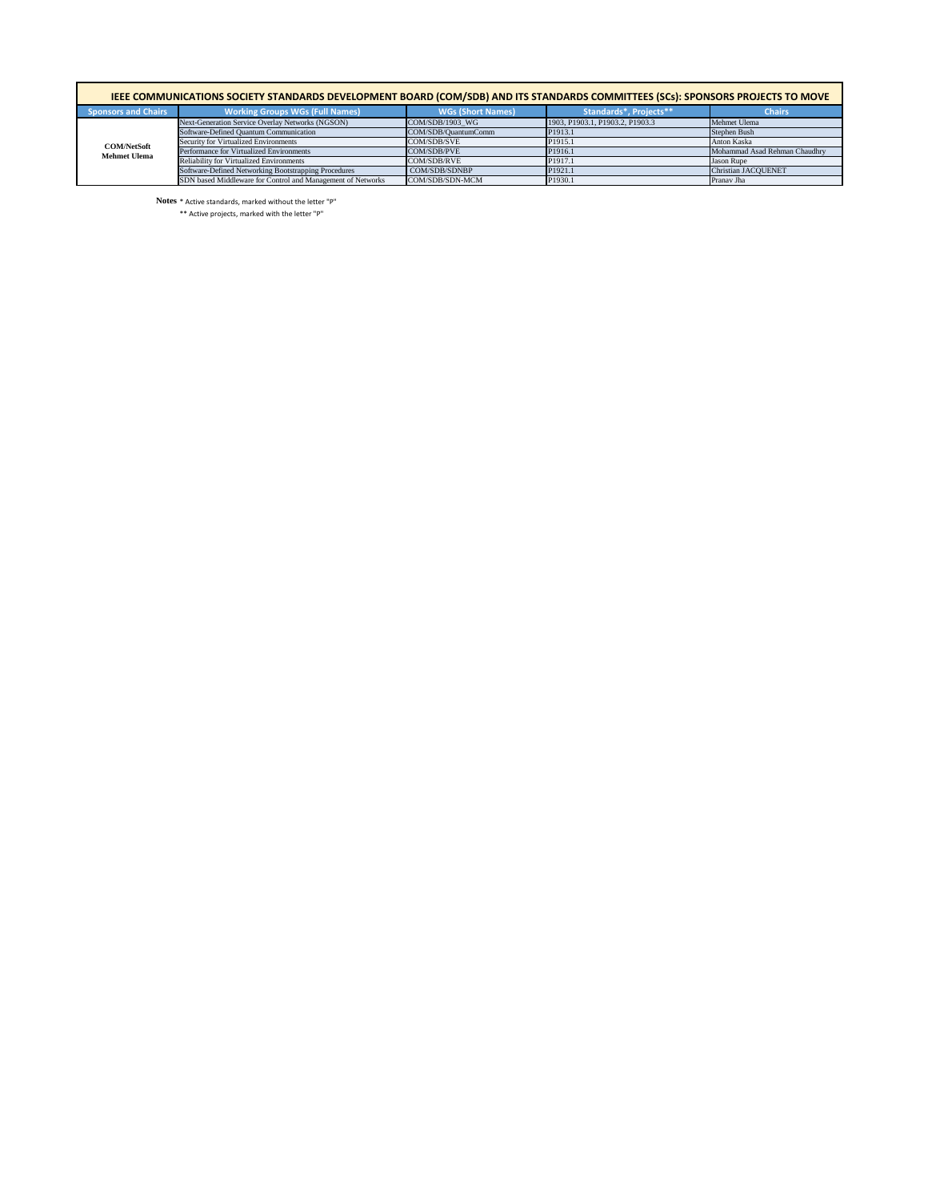| IEEE COMMUNICATIONS SOCIETY STANDARDS DEVELOPMENT BOARD (COM/SDB) AND ITS STANDARDS COMMITTEES (SCs): SPONSORS PROJECTS TO MOVE | | | | |
|---|---|---|---|---|
| **Sponsors and Chairs** | **Working Groups WGs (Full Names)** | **WGs (Short Names)** | **Standards*, Projects**** | **Chairs** |
| **COM/NetSoft Mehmet Ulema** | Next-Generation Service Overlay Networks (NGSON) | COM/SDB/1903_WG | 1903, P1903.1, P1903.2, P1903.3 | Mehmet Ulema |
| | Software-Defined Quantum Communication | COM/SDB/QuantumComm | P1913.1 | Stephen Bush |
| | Security for Virtualized Environments | COM/SDB/SVE | P1915.1 | Anton Kaska |
| | Performance for Virtualized Environments | COM/SDB/PVE | P1916.1 | Mohammad Asad Rehman Chaudhry |
| | Reliability for Virtualized Environments | COM/SDB/RVE | P1917.1 | Jason Rupe |
| | Software-Defined Networking Bootstrapping Procedures | COM/SDB/SDNBP | P1921.1 | Christian JACQUENET |
| | SDN based Middleware for Control and Management of Networks | COM/SDB/SDN-MCM | P1930.1 | Pranav Jha |

**Notes** * Active standards, marked without the letter "P"

** Active projects, marked with the letter "P"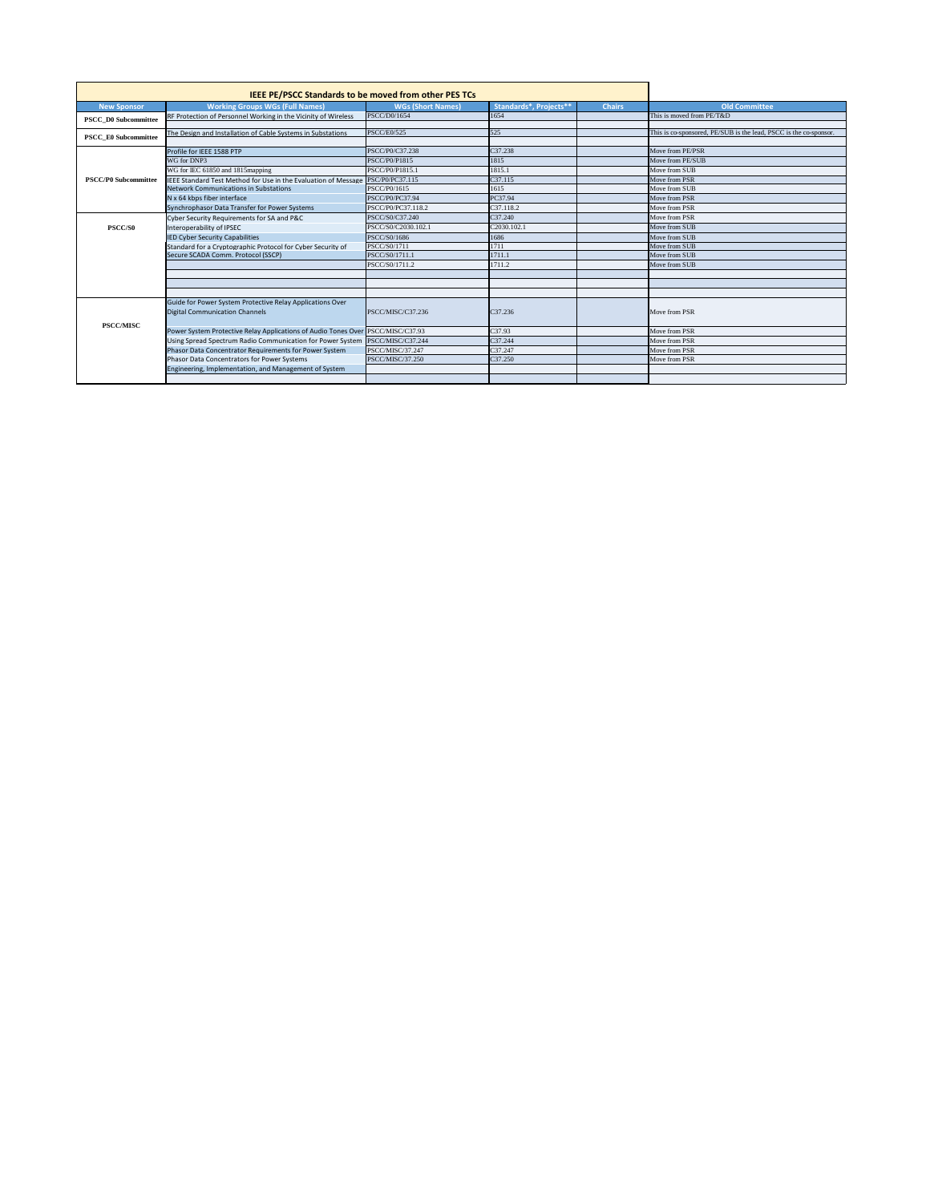## IEEE PE/PSCC Standards to be moved from other PES TCs

| New Sponsor | Working Groups WGs (Full Names) | WGs (Short Names) | Standards*, Projects** | Chairs | Old Committee |
|---|---|---|---|---|---|
| PSCC_D0 Subcommittee | RF Protection of Personnel Working in the Vicinity of Wireless | PSCC/D0/1654 | 1654 | | This is moved from PE/T&D |
| | | | | | |
| PSCC_E0 Subcommittee | The Design and Installation of Cable Systems in Substations | PSCC/E0/525 | 525 | | This is co-sponsored, PE/SUB is the lead, PSCC is the co-sponsor. |
| | | | | | |
| PSCC/P0 Subcommittee | Profile for IEEE 1588 PTP | PSCC/P0/C37.238 | C37.238 | | Move from PE/PSR |
| | WG for DNP3 | PSCC/P0/P1815 | 1815 | | Move from PE/SUB |
| | WG for IEC 61850 and 1815mapping | PSCC/P0/P1815.1 | 1815.1 | | Move from SUB |
| | IEEE Standard Test Method for Use in the Evaluation of Message | PSC/P0/PC37.115 | C37.115 | | Move from PSR |
| | Network Communications in Substations | PSCC/P0/1615 | 1615 | | Move from SUB |
| | N x 64 kbps fiber interface | PSCC/P0/PC37.94 | PC37.94 | | Move from PSR |
| | Synchrophasor Data Transfer for Power Systems | PSCC/P0/PC37.118.2 | C37.118.2 | | Move from PSR |
| PSCC/S0 | Cyber Security Requirements for SA and P&C | PSCC/S0/C37.240 | C37.240 | | Move from PSR |
| | Interoperability of IPSEC | PSCC/S0/C2030.102.1 | C2030.102.1 | | Move from SUB |
| | IED Cyber Security Capabilities | PSCC/S0/1686 | 1686 | | Move from SUB |
| | Standard for a Cryptographic Protocol for Cyber Security of | PSCC/S0/1711 | 1711 | | Move from SUB |
| | Secure SCADA Comm. Protocol (SSCP) | PSCC/S0/1711.1 | 1711.1 | | Move from SUB |
| | | PSCC/S0/1711.2 | 1711.2 | | Move from SUB |
| | | | | | |
| | | | | | |
| | | | | | |
| PSCC/MISC | Guide for Power System Protective Relay Applications Over Digital Communication Channels | PSCC/MISC/C37.236 | C37.236 | | Move from PSR |
| | Power System Protective Relay Applications of Audio Tones Over | PSCC/MISC/C37.93 | C37.93 | | Move from PSR |
| | Using Spread Spectrum Radio Communication for Power System | PSCC/MISC/C37.244 | C37.244 | | Move from PSR |
| | Phasor Data Concentrator Requirements for Power System | PSCC/MISC/37.247 | C37.247 | | Move from PSR |
| | Phasor Data Concentrators for Power Systems | PSCC/MISC/37.250 | C37.250 | | Move from PSR |
| | Engineering, Implementation, and Management of System | | | | |
| | | | | | |